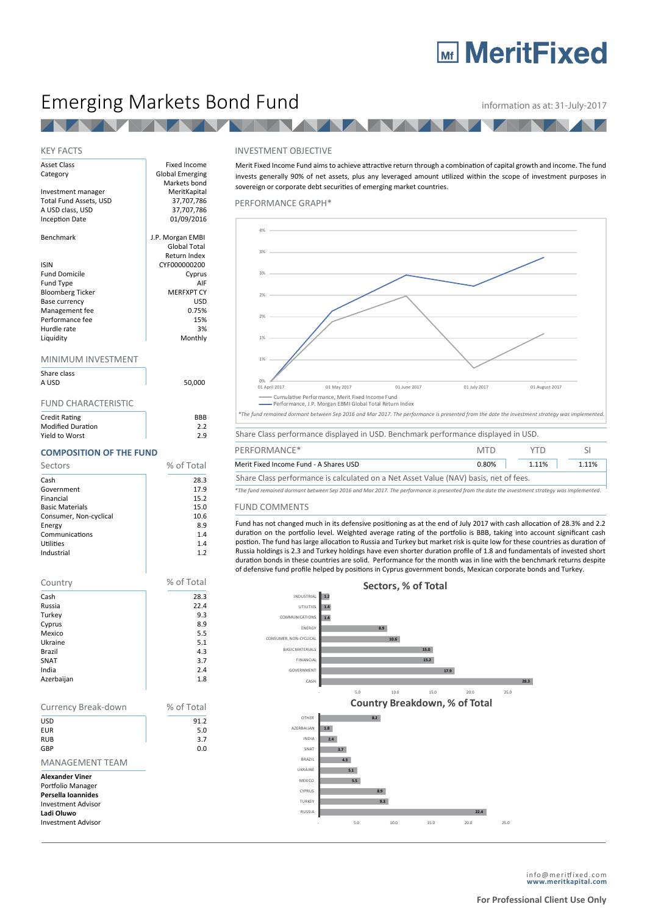# MeritFixed

# Emerging Markets Bond Fund

information as at: 31-July-2017

## KEY FACTS

| | |
|---|---|
| Asset Class | Fixed Income |
| Category | Global Emerging Markets bond |
| Investment manager | MeritKapital |
| Total Fund Assets, USD | 37,707,786 |
| A USD class, USD | 37,707,786 |
| Inception Date | 01/09/2016 |
| Benchmark | J.P. Morgan EMBI Global Total Return Index |
| ISIN | CYF000000200 |
| Fund Domicile | Cyprus |
| Fund Type | AIF |
| Bloomberg Ticker | MERFXPT CY |
| Base currency | USD |
| Management fee | 0.75% |
| Performance fee | 15% |
| Hurdle rate | 3% |
| Liquidity | Monthly |

## MINIMUM INVESTMENT

| Share class | |
|---|---|
| A USD | 50,000 |

## FUND CHARACTERISTIC

| | |
|---|---|
| Credit Rating | BBB |
| Modified Duration | 2.2 |
| Yield to Worst | 2.9 |

## COMPOSITION OF THE FUND

| Sectors | % of Total |
|---|---|
| Cash | 28.3 |
| Government | 17.9 |
| Financial | 15.2 |
| Basic Materials | 15.0 |
| Consumer, Non-cyclical | 10.6 |
| Energy | 8.9 |
| Communications | 1.4 |
| Utilities | 1.4 |
| Industrial | 1.2 |

| Country | % of Total |
|---|---|
| Cash | 28.3 |
| Russia | 22.4 |
| Turkey | 9.3 |
| Cyprus | 8.9 |
| Mexico | 5.5 |
| Ukraine | 5.1 |
| Brazil | 4.3 |
| SNAT | 3.7 |
| India | 2.4 |
| Azerbaijan | 1.8 |

| Currency Break-down | % of Total |
|---|---|
| USD | 91.2 |
| EUR | 5.0 |
| RUB | 3.7 |
| GBP | 0.0 |

## MANAGEMENT TEAM

**Alexander Viner**
Portfolio Manager
**Persella Ioannides**
Investment Advisor
**Ladi Oluwo**
Investment Advisor

## INVESTMENT OBJECTIVE

Merit Fixed Income Fund aims to achieve attractive return through a combination of capital growth and income. The fund invests generally 90% of net assets, plus any leveraged amount utilized within the scope of investment purposes in sovereign or corporate debt securities of emerging market countries.

## PERFORMANCE GRAPH*

— Cumulative Performance, Merit Fixed Income Fund
— Performance, J.P. Morgan EBMI Global Total Return Index

*The fund remained dormant between Sep 2016 and Mar 2017. The performance is presented from the date the investment strategy was implemented.

Share Class performance displayed in USD. Benchmark performance displayed in USD.

| PERFORMANCE* | MTD | YTD | SI |
|---|---|---|---|
| Merit Fixed Income Fund - A Shares USD | 0.80% | 1.11% | 1.11% |

Share Class performance is calculated on a Net Asset Value (NAV) basis, net of fees.

*The fund remained dormant between Sep 2016 and Mar 2017. The performance is presented from the date the investment strategy was implemented.

## FUND COMMENTS

Fund has not changed much in its defensive positioning as at the end of July 2017 with cash allocation of 28.3% and 2.2 duration on the portfolio level. Weighted average rating of the portfolio is BBB, taking into account significant cash postion. The fund has large allocation to Russia and Turkey but market risk is quite low for these countries as duration of Russia holdings is 2.3 and Turkey holdings have even shorter duration profile of 1.8 and fundamentals of invested short duration bonds in these countries are solid. Performance for the month was in line with the benchmark returns despite of defensive fund profile helped by positions in Cyprus government bonds, Mexican corporate bonds and Turkey.

### Sectors, % of Total

| Sector | % |
|---|---|
| Industrial | 1.2 |
| Utilities | 1.4 |
| Communications | 1.4 |
| Energy | 8.9 |
| Consumer, Non-cyclical | 10.6 |
| Basic Materials | 15.0 |
| Financial | 15.2 |
| Government | 17.9 |
| Cash | 28.3 |

### Country Breakdown, % of Total

| Country | % |
|---|---|
| Other | 8.2 |
| Azerbaijan | 1.8 |
| India | 2.4 |
| SNAT | 3.7 |
| Brazil | 4.3 |
| Ukraine | 5.1 |
| Mexico | 5.5 |
| Cyprus | 8.9 |
| Turkey | 9.3 |
| Russia | 22.4 |

info@meritfixed.com
**www.meritkapital.com**

**For Professional Client Use Only**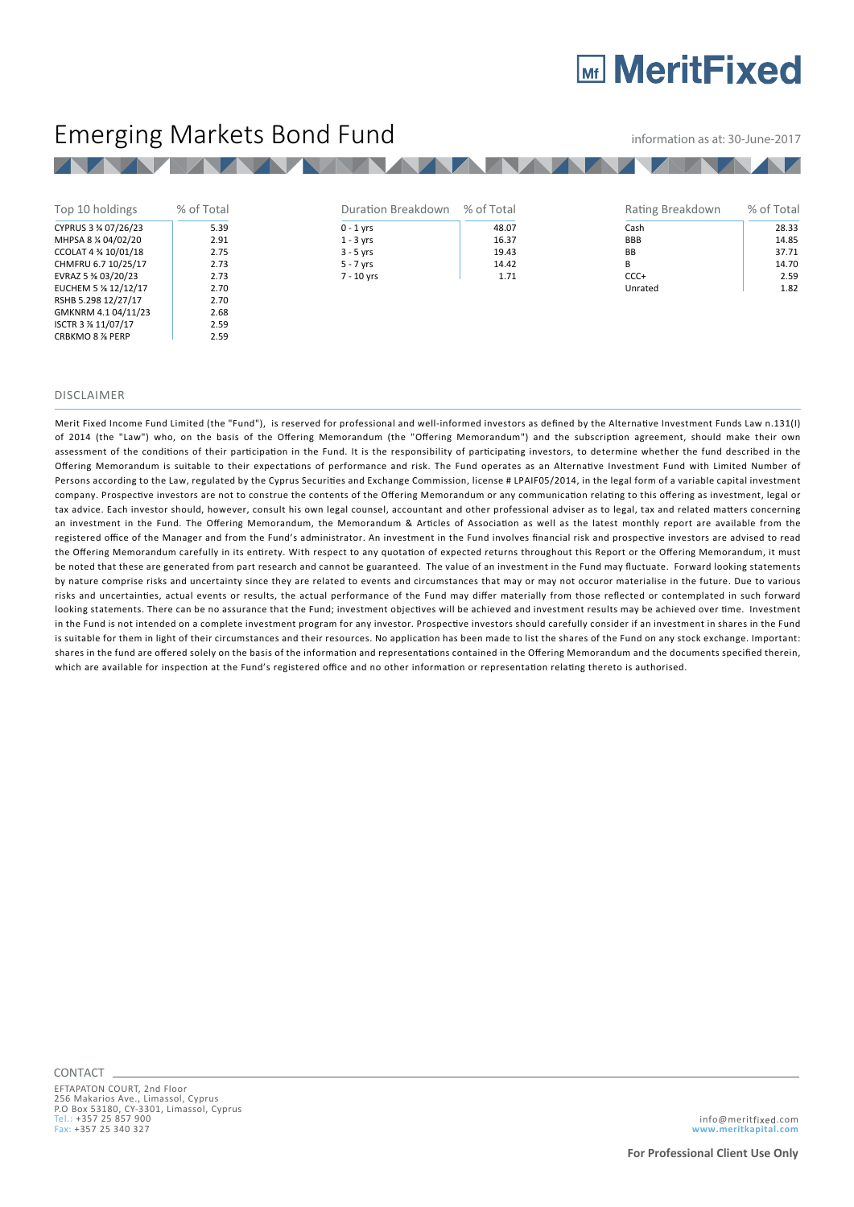# MeritFixed

## Emerging Markets Bond Fund

information as at: 30-June-2017

| Top 10 holdings | % of Total |
|---|---|
| CYPRUS 3 ¾ 07/26/23 | 5.39 |
| MHPSA 8 ¼ 04/02/20 | 2.91 |
| CCOLAT 4 ¾ 10/01/18 | 2.75 |
| CHMFRU 6.7 10/25/17 | 2.73 |
| EVRAZ 5 ⅜ 03/20/23 | 2.73 |
| EUCHEM 5 ⅛ 12/12/17 | 2.70 |
| RSHB 5.298 12/27/17 | 2.70 |
| GMKNRM 4.1 04/11/23 | 2.68 |
| ISCTR 3 ⅞ 11/07/17 | 2.59 |
| CRBKMO 8 ⅞ PERP | 2.59 |

| Duration Breakdown | % of Total |
|---|---|
| 0 - 1 yrs | 48.07 |
| 1 - 3 yrs | 16.37 |
| 3 - 5 yrs | 19.43 |
| 5 - 7 yrs | 14.42 |
| 7 - 10 yrs | 1.71 |

| Rating Breakdown | % of Total |
|---|---|
| Cash | 28.33 |
| BBB | 14.85 |
| BB | 37.71 |
| B | 14.70 |
| CCC+ | 2.59 |
| Unrated | 1.82 |

### DISCLAIMER

Merit Fixed Income Fund Limited (the "Fund"), is reserved for professional and well-informed investors as defined by the Alternative Investment Funds Law n.131(I) of 2014 (the "Law") who, on the basis of the Offering Memorandum (the "Offering Memorandum") and the subscription agreement, should make their own assessment of the conditions of their participation in the Fund. It is the responsibility of participating investors, to determine whether the fund described in the Offering Memorandum is suitable to their expectations of performance and risk. The Fund operates as an Alternative Investment Fund with Limited Number of Persons according to the Law, regulated by the Cyprus Securities and Exchange Commission, license # LPAIF05/2014, in the legal form of a variable capital investment company. Prospective investors are not to construe the contents of the Offering Memorandum or any communication relating to this offering as investment, legal or tax advice. Each investor should, however, consult his own legal counsel, accountant and other professional adviser as to legal, tax and related matters concerning an investment in the Fund. The Offering Memorandum, the Memorandum & Articles of Association as well as the latest monthly report are available from the registered office of the Manager and from the Fund's administrator. An investment in the Fund involves financial risk and prospective investors are advised to read the Offering Memorandum carefully in its entirety. With respect to any quotation of expected returns throughout this Report or the Offering Memorandum, it must be noted that these are generated from part research and cannot be guaranteed. The value of an investment in the Fund may fluctuate. Forward looking statements by nature comprise risks and uncertainty since they are related to events and circumstances that may or may not occuror materialise in the future. Due to various risks and uncertainties, actual events or results, the actual performance of the Fund may differ materially from those reflected or contemplated in such forward looking statements. There can be no assurance that the Fund; investment objectives will be achieved and investment results may be achieved over time. Investment in the Fund is not intended on a complete investment program for any investor. Prospective investors should carefully consider if an investment in shares in the Fund is suitable for them in light of their circumstances and their resources. No application has been made to list the shares of the Fund on any stock exchange. Important: shares in the fund are offered solely on the basis of the information and representations contained in the Offering Memorandum and the documents specified therein, which are available for inspection at the Fund's registered office and no other information or representation relating thereto is authorised.

### CONTACT

EFTAPATON COURT, 2nd Floor
256 Makarios Ave., Limassol, Cyprus
P.O Box 53180, CY-3301, Limassol, Cyprus
Tel.: +357 25 857 900
Fax: +357 25 340 327

info@meritfixed.com
www.meritkapital.com

**For Professional Client Use Only**